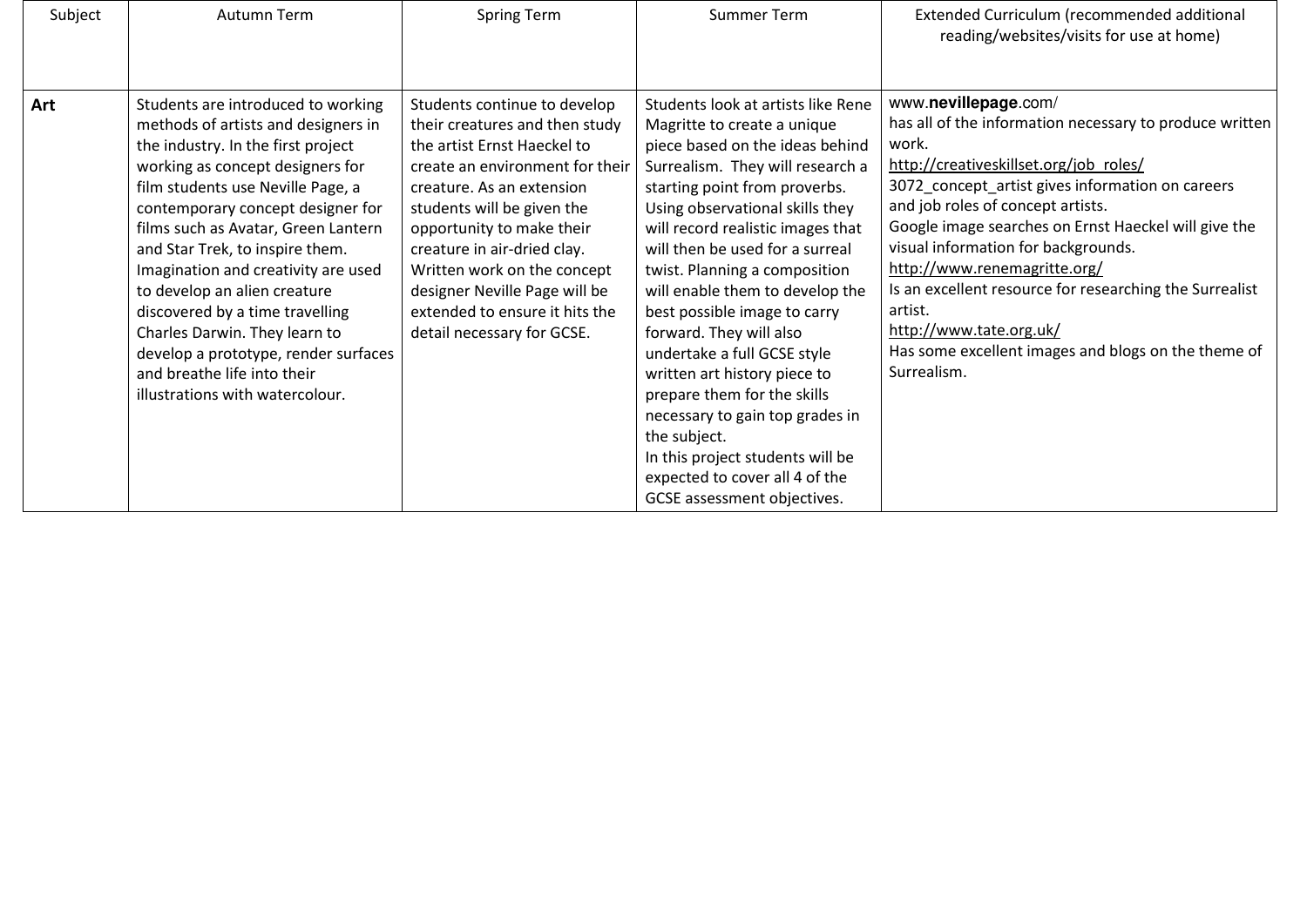| Subject | Autumn Term | Spring Term | Summer Term | Extended Curriculum (recommended additional reading/websites/visits for use at home) |
|---|---|---|---|---|
| **Art** | Students are introduced to working methods of artists and designers in the industry. In the first project working as concept designers for film students use Neville Page, a contemporary concept designer for films such as Avatar, Green Lantern and Star Trek, to inspire them. Imagination and creativity are used to develop an alien creature discovered by a time travelling Charles Darwin. They learn to develop a prototype, render surfaces and breathe life into their illustrations with watercolour. | Students continue to develop their creatures and then study the artist Ernst Haeckel to create an environment for their creature. As an extension students will be given the opportunity to make their creature in air-dried clay. Written work on the concept designer Neville Page will be extended to ensure it hits the detail necessary for GCSE. | Students look at artists like Rene Magritte to create a unique piece based on the ideas behind Surrealism. They will research a starting point from proverbs. Using observational skills they will record realistic images that will then be used for a surreal twist. Planning a composition will enable them to develop the best possible image to carry forward. They will also undertake a full GCSE style written art history piece to prepare them for the skills necessary to gain top grades in the subject. In this project students will be expected to cover all 4 of the GCSE assessment objectives. | www.**nevillepage**.com/ has all of the information necessary to produce written work. http://creativeskillset.org/job_roles/ 3072_concept_artist gives information on careers and job roles of concept artists. Google image searches on Ernst Haeckel will give the visual information for backgrounds. http://www.renemagritte.org/ Is an excellent resource for researching the Surrealist artist. http://www.tate.org.uk/ Has some excellent images and blogs on the theme of Surrealism. |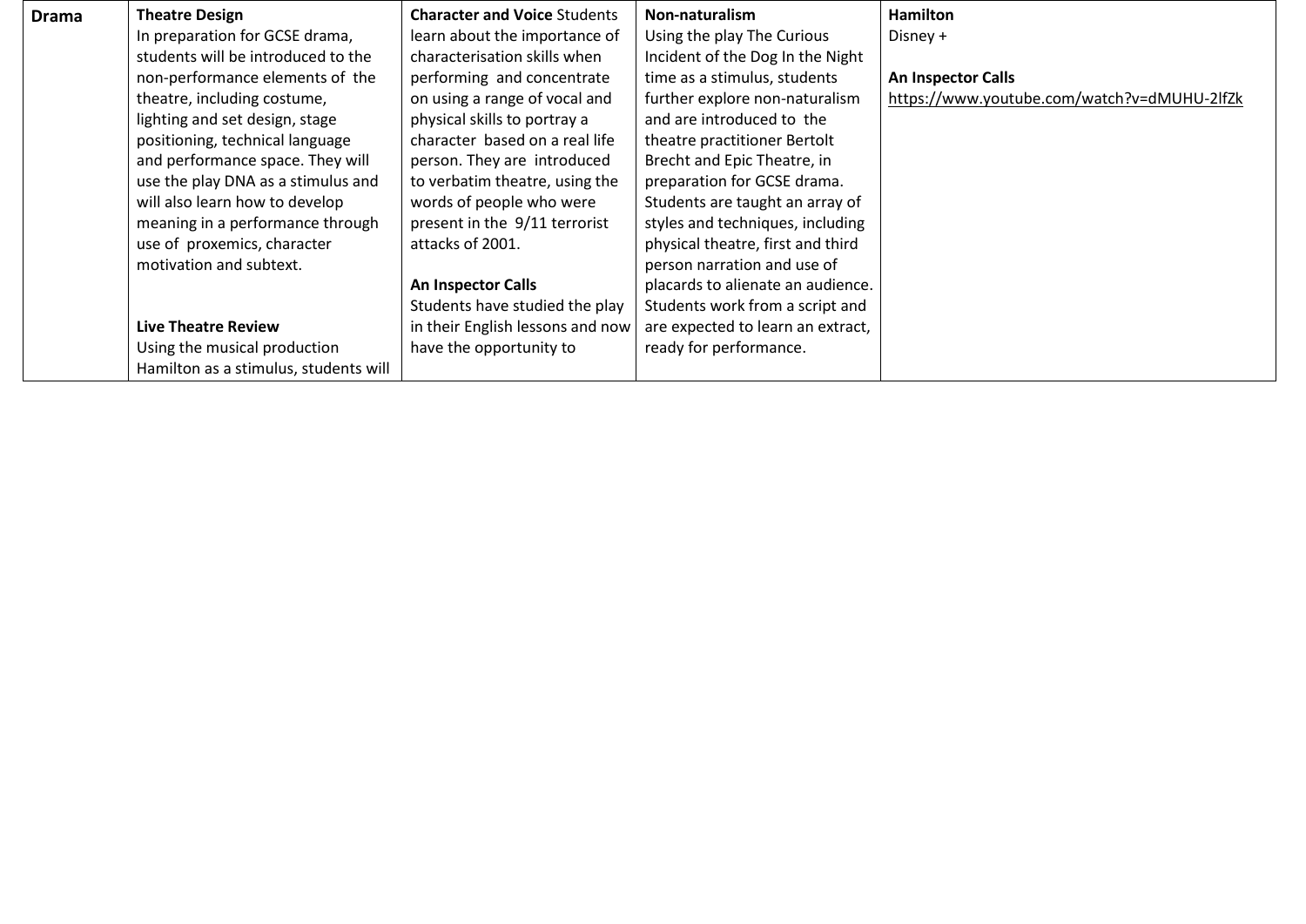| Drama | **Theatre Design**<br>In preparation for GCSE drama, students will be introduced to the non-performance elements of the theatre, including costume, lighting and set design, stage positioning, technical language and performance space. They will use the play DNA as a stimulus and will also learn how to develop meaning in a performance through use of proxemics, character motivation and subtext.<br><br>**Live Theatre Review**<br>Using the musical production Hamilton as a stimulus, students will | **Character and Voice** Students learn about the importance of characterisation skills when performing and concentrate on using a range of vocal and physical skills to portray a character based on a real life person. They are introduced to verbatim theatre, using the words of people who were present in the 9/11 terrorist attacks of 2001.<br><br>**An Inspector Calls**<br>Students have studied the play in their English lessons and now have the opportunity to | **Non-naturalism**<br>Using the play The Curious Incident of the Dog In the Night time as a stimulus, students further explore non-naturalism and are introduced to the theatre practitioner Bertolt Brecht and Epic Theatre, in preparation for GCSE drama. Students are taught an array of styles and techniques, including physical theatre, first and third person narration and use of placards to alienate an audience. Students work from a script and are expected to learn an extract, ready for performance. | **Hamilton**<br>Disney +<br><br>**An Inspector Calls**<br>https://www.youtube.com/watch?v=dMUHU-2lfZk |
|---|---|---|---|---|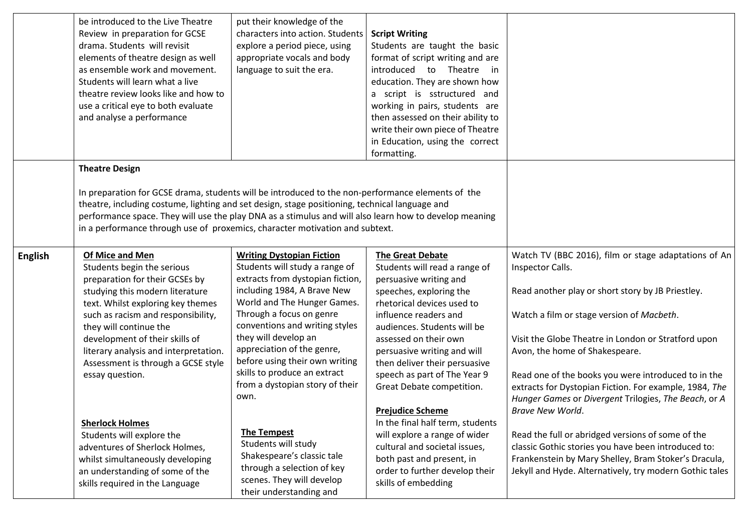| | | | | |
|---|---|---|---|---|
| | be introduced to the Live Theatre Review in preparation for GCSE drama. Students will revisit elements of theatre design as well as ensemble work and movement. Students will learn what a live theatre review looks like and how to use a critical eye to both evaluate and analyse a performance | put their knowledge of the characters into action. Students explore a period piece, using appropriate vocals and body language to suit the era. | **Script Writing**<br>Students are taught the basic format of script writing and are introduced to Theatre in education. They are shown how a script is sstructured and working in pairs, students are then assessed on their ability to write their own piece of Theatre in Education, using the correct formatting. | |
| | **Theatre Design**<br><br>In preparation for GCSE drama, students will be introduced to the non-performance elements of the theatre, including costume, lighting and set design, stage positioning, technical language and performance space. They will use the play DNA as a stimulus and will also learn how to develop meaning in a performance through use of proxemics, character motivation and subtext. | | | |
| **English** | **<u>Of Mice and Men</u>**<br>Students begin the serious preparation for their GCSEs by studying this modern literature text. Whilst exploring key themes such as racism and responsibility, they will continue the development of their skills of literary analysis and interpretation. Assessment is through a GCSE style essay question.<br><br>**<u>Sherlock Holmes</u>**<br>Students will explore the adventures of Sherlock Holmes, whilst simultaneously developing an understanding of some of the skills required in the Language | **<u>Writing Dystopian Fiction</u>**<br>Students will study a range of extracts from dystopian fiction, including 1984, A Brave New World and The Hunger Games. Through a focus on genre conventions and writing styles they will develop an appreciation of the genre, before using their own writing skills to produce an extract from a dystopian story of their own.<br><br>**<u>The Tempest</u>**<br>Students will study Shakespeare's classic tale through a selection of key scenes. They will develop their understanding and | **<u>The Great Debate</u>**<br>Students will read a range of persuasive writing and speeches, exploring the rhetorical devices used to influence readers and audiences. Students will be assessed on their own persuasive writing and will then deliver their persuasive speech as part of The Year 9 Great Debate competition.<br><br>**<u>Prejudice Scheme</u>**<br>In the final half term, students will explore a range of wider cultural and societal issues, both past and present, in order to further develop their skills of embedding | Watch TV (BBC 2016), film or stage adaptations of An Inspector Calls.<br><br>Read another play or short story by JB Priestley.<br><br>Watch a film or stage version of *Macbeth*.<br><br>Visit the Globe Theatre in London or Stratford upon Avon, the home of Shakespeare.<br><br>Read one of the books you were introduced to in the extracts for Dystopian Fiction. For example, 1984, *The Hunger Games* or *Divergent* Trilogies, *The Beach*, or *A Brave New World*.<br><br>Read the full or abridged versions of some of the classic Gothic stories you have been introduced to: Frankenstein by Mary Shelley, Bram Stoker's Dracula, Jekyll and Hyde. Alternatively, try modern Gothic tales |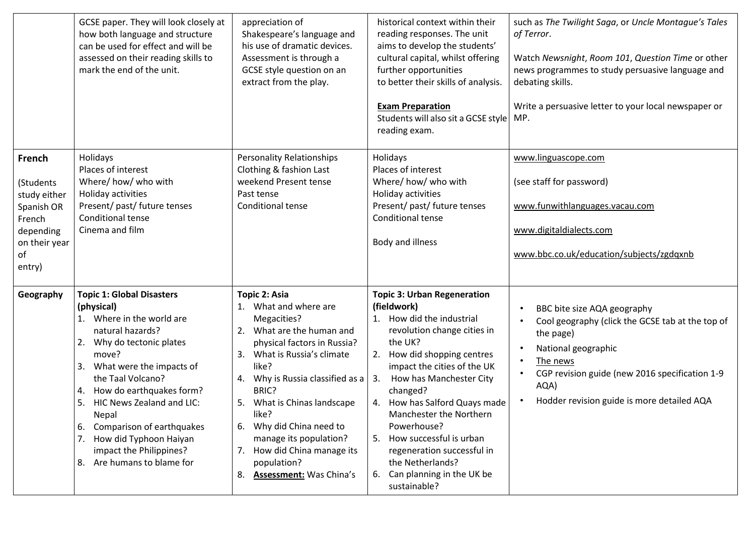| | | | | |
|---|---|---|---|---|
| | GCSE paper. They will look closely at how both language and structure can be used for effect and will be assessed on their reading skills to mark the end of the unit. | appreciation of Shakespeare's language and his use of dramatic devices. Assessment is through a GCSE style question on an extract from the play. | historical context within their reading responses. The unit aims to develop the students' cultural capital, whilst offering further opportunities to better their skills of analysis.<br><br>**Exam Preparation**<br>Students will also sit a GCSE style reading exam. | such as *The Twilight Saga*, or *Uncle Montague's Tales of Terror*.<br><br>Watch *Newsnight*, *Room 101*, *Question Time* or other news programmes to study persuasive language and debating skills.<br><br>Write a persuasive letter to your local newspaper or MP. |
| **French**<br><br>(Students study either Spanish OR French depending on their year of entry) | Holidays<br>Places of interest<br>Where/ how/ who with<br>Holiday activities<br>Present/ past/ future tenses<br>Conditional tense<br>Cinema and film | Personality Relationships<br>Clothing & fashion Last weekend Present tense<br>Past tense<br>Conditional tense | Holidays<br>Places of interest<br>Where/ how/ who with<br>Holiday activities<br>Present/ past/ future tenses<br>Conditional tense<br><br>Body and illness | www.linguascope.com<br><br>(see staff for password)<br><br>www.funwithlanguages.vacau.com<br><br>www.digitaldialects.com<br><br>www.bbc.co.uk/education/subjects/zgdqxnb |
| **Geography** | **Topic 1: Global Disasters (physical)**<br>1. Where in the world are natural hazards?<br>2. Why do tectonic plates move?<br>3. What were the impacts of the Taal Volcano?<br>4. How do earthquakes form?<br>5. HIC News Zealand and LIC: Nepal<br>6. Comparison of earthquakes<br>7. How did Typhoon Haiyan impact the Philippines?<br>8. Are humans to blame for | **Topic 2: Asia**<br>1. What and where are Megacities?<br>2. What are the human and physical factors in Russia?<br>3. What is Russia's climate like?<br>4. Why is Russia classified as a BRIC?<br>5. What is Chinas landscape like?<br>6. Why did China need to manage its population?<br>7. How did China manage its population?<br>8. **Assessment:** Was China's | **Topic 3: Urban Regeneration (fieldwork)**<br>1. How did the industrial revolution change cities in the UK?<br>2. How did shopping centres impact the cities of the UK<br>3. How has Manchester City changed?<br>4. How has Salford Quays made Manchester the Northern Powerhouse?<br>5. How successful is urban regeneration successful in the Netherlands?<br>6. Can planning in the UK be sustainable? | • BBC bite size AQA geography<br>• Cool geography (click the GCSE tab at the top of the page)<br>• National geographic<br>• The news<br>• CGP revision guide (new 2016 specification 1-9 AQA)<br>• Hodder revision guide is more detailed AQA |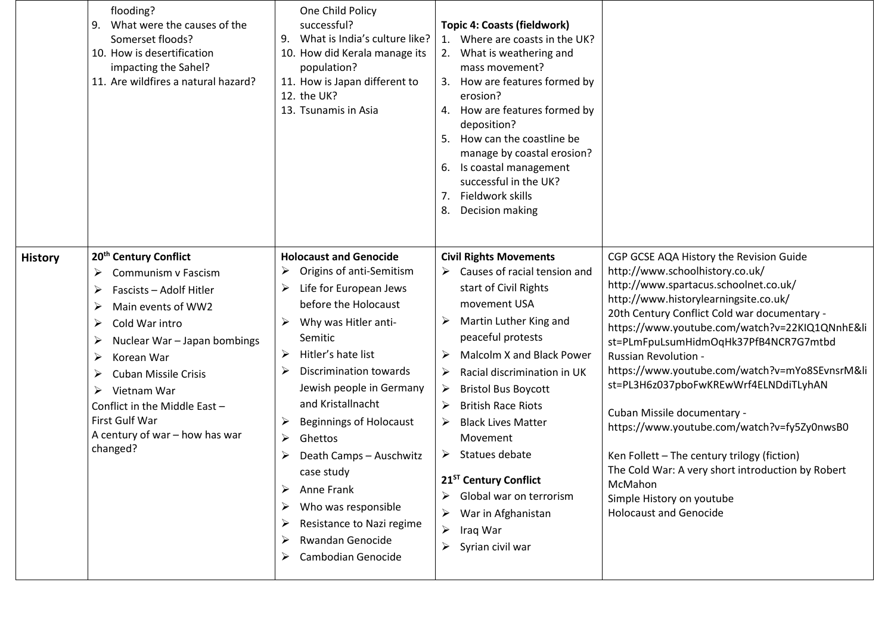| | | | | |
|---|---|---|---|---|
| | flooding?<br>9. What were the causes of the Somerset floods?<br>10. How is desertification impacting the Sahel?<br>11. Are wildfires a natural hazard? | One Child Policy successful?<br>9. What is India's culture like?<br>10. How did Kerala manage its population?<br>11. How is Japan different to<br>12. the UK?<br>13. Tsunamis in Asia | **Topic 4: Coasts (fieldwork)**<br>1. Where are coasts in the UK?<br>2. What is weathering and mass movement?<br>3. How are features formed by erosion?<br>4. How are features formed by deposition?<br>5. How can the coastline be manage by coastal erosion?<br>6. Is coastal management successful in the UK?<br>7. Fieldwork skills<br>8. Decision making | |
| **History** | **20th Century Conflict**<br>➢ Communism v Fascism<br>➢ Fascists – Adolf Hitler<br>➢ Main events of WW2<br>➢ Cold War intro<br>➢ Nuclear War – Japan bombings<br>➢ Korean War<br>➢ Cuban Missile Crisis<br>➢ Vietnam War<br>Conflict in the Middle East – First Gulf War<br>A century of war – how has war changed? | **Holocaust and Genocide**<br>➢ Origins of anti-Semitism<br>➢ Life for European Jews before the Holocaust<br>➢ Why was Hitler anti-Semitic<br>➢ Hitler's hate list<br>➢ Discrimination towards Jewish people in Germany and Kristallnacht<br>➢ Beginnings of Holocaust<br>➢ Ghettos<br>➢ Death Camps – Auschwitz case study<br>➢ Anne Frank<br>➢ Who was responsible<br>➢ Resistance to Nazi regime<br>➢ Rwandan Genocide<br>➢ Cambodian Genocide | **Civil Rights Movements**<br>➢ Causes of racial tension and start of Civil Rights movement USA<br>➢ Martin Luther King and peaceful protests<br>➢ Malcolm X and Black Power<br>➢ Racial discrimination in UK<br>➢ Bristol Bus Boycott<br>➢ British Race Riots<br>➢ Black Lives Matter Movement<br>➢ Statues debate<br>**21ST Century Conflict**<br>➢ Global war on terrorism<br>➢ War in Afghanistan<br>➢ Iraq War<br>➢ Syrian civil war | CGP GCSE AQA History the Revision Guide<br>http://www.schoolhistory.co.uk/<br>http://www.spartacus.schoolnet.co.uk/<br>http://www.historylearningsite.co.uk/<br>20th Century Conflict Cold war documentary - https://www.youtube.com/watch?v=22KIQ1QNnhE&list=PLmFpuLsumHidmOqHk37PfB4NCR7G7mtbd<br>Russian Revolution - https://www.youtube.com/watch?v=mYo8SEvnsrM&list=PL3H6z037pboFwKREwWrf4ELNDdiTLyhAN<br><br>Cuban Missile documentary - https://www.youtube.com/watch?v=fy5Zy0nwsB0<br><br>Ken Follett – The century trilogy (fiction)<br>The Cold War: A very short introduction by Robert McMahon<br>Simple History on youtube<br>Holocaust and Genocide |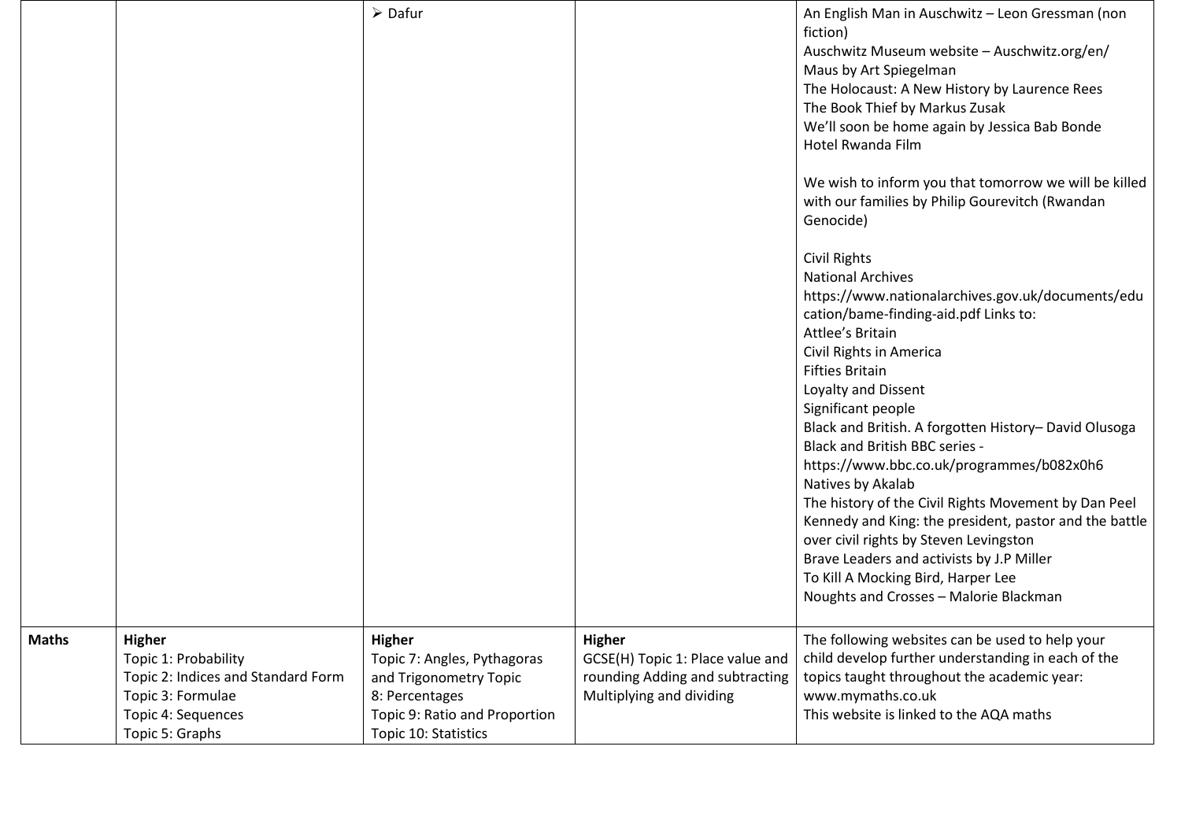|  |  |  |  |  |
|---|---|---|---|---|
|  |  | ➢ Dafur |  | An English Man in Auschwitz – Leon Gressman (non fiction)<br>Auschwitz Museum website – Auschwitz.org/en/<br>Maus by Art Spiegelman<br>The Holocaust: A New History by Laurence Rees<br>The Book Thief by Markus Zusak<br>We'll soon be home again by Jessica Bab Bonde<br>Hotel Rwanda Film<br><br>We wish to inform you that tomorrow we will be killed with our families by Philip Gourevitch (Rwandan Genocide)<br><br>Civil Rights<br>National Archives<br>https://www.nationalarchives.gov.uk/documents/education/bame-finding-aid.pdf Links to:<br>Attlee's Britain<br>Civil Rights in America<br>Fifties Britain<br>Loyalty and Dissent<br>Significant people<br>Black and British. A forgotten History– David Olusoga<br>Black and British BBC series -<br>https://www.bbc.co.uk/programmes/b082x0h6<br>Natives by Akalab<br>The history of the Civil Rights Movement by Dan Peel<br>Kennedy and King: the president, pastor and the battle over civil rights by Steven Levingston<br>Brave Leaders and activists by J.P Miller<br>To Kill A Mocking Bird, Harper Lee<br>Noughts and Crosses – Malorie Blackman |
| **Maths** | **Higher**<br>Topic 1: Probability<br>Topic 2: Indices and Standard Form<br>Topic 3: Formulae<br>Topic 4: Sequences<br>Topic 5: Graphs | **Higher**<br>Topic 7: Angles, Pythagoras and Trigonometry Topic 8: Percentages<br>Topic 9: Ratio and Proportion<br>Topic 10: Statistics | **Higher**<br>GCSE(H) Topic 1: Place value and rounding Adding and subtracting Multiplying and dividing | The following websites can be used to help your child develop further understanding in each of the topics taught throughout the academic year:<br>www.mymaths.co.uk<br>This website is linked to the AQA maths |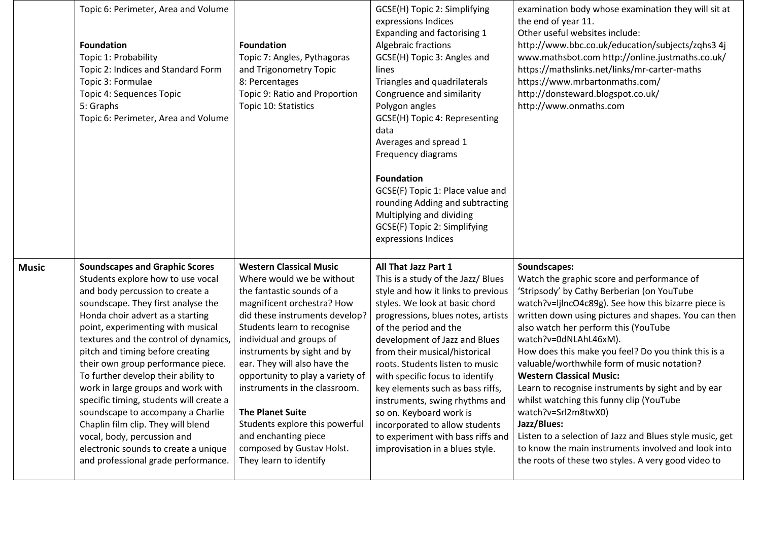| | | | | |
|---|---|---|---|---|
| | Topic 6: Perimeter, Area and Volume<br><br>**Foundation**<br>Topic 1: Probability<br>Topic 2: Indices and Standard Form<br>Topic 3: Formulae<br>Topic 4: Sequences Topic<br>5: Graphs<br>Topic 6: Perimeter, Area and Volume | <br><br>**Foundation**<br>Topic 7: Angles, Pythagoras and Trigonometry Topic<br>8: Percentages<br>Topic 9: Ratio and Proportion<br>Topic 10: Statistics | GCSE(H) Topic 2: Simplifying expressions Indices<br>Expanding and factorising 1<br>Algebraic fractions<br>GCSE(H) Topic 3: Angles and lines<br>Triangles and quadrilaterals<br>Congruence and similarity<br>Polygon angles<br>GCSE(H) Topic 4: Representing data<br>Averages and spread 1<br>Frequency diagrams<br><br>**Foundation**<br>GCSE(F) Topic 1: Place value and rounding Adding and subtracting<br>Multiplying and dividing<br>GCSE(F) Topic 2: Simplifying expressions Indices | examination body whose examination they will sit at the end of year 11.<br>Other useful websites include:<br>http://www.bbc.co.uk/education/subjects/zqhs3 4j<br>www.mathsbot.com http://online.justmaths.co.uk/<br>https://mathslinks.net/links/mr-carter-maths<br>https://www.mrbartonmaths.com/<br>http://donsteward.blogspot.co.uk/<br>http://www.onmaths.com |
| **Music** | **Soundscapes and Graphic Scores**<br>Students explore how to use vocal and body percussion to create a soundscape. They first analyse the Honda choir advert as a starting point, experimenting with musical textures and the control of dynamics, pitch and timing before creating their own group performance piece. To further develop their ability to work in large groups and work with specific timing, students will create a soundscape to accompany a Charlie Chaplin film clip. They will blend vocal, body, percussion and electronic sounds to create a unique and professional grade performance. | **Western Classical Music**<br>Where would we be without the fantastic sounds of a magnificent orchestra? How did these instruments develop? Students learn to recognise individual and groups of instruments by sight and by ear. They will also have the opportunity to play a variety of instruments in the classroom.<br><br>**The Planet Suite**<br>Students explore this powerful and enchanting piece composed by Gustav Holst. They learn to identify | **All That Jazz Part 1**<br>This is a study of the Jazz/ Blues style and how it links to previous styles. We look at basic chord progressions, blues notes, artists of the period and the development of Jazz and Blues from their musical/historical roots. Students listen to music with specific focus to identify key elements such as bass riffs, instruments, swing rhythms and so on. Keyboard work is incorporated to allow students to experiment with bass riffs and improvisation in a blues style. | **Soundscapes:**<br>Watch the graphic score and performance of 'Stripsody' by Cathy Berberian (on YouTube watch?v=ljlncO4c89g). See how this bizarre piece is written down using pictures and shapes. You can then also watch her perform this (YouTube watch?v=0dNLAhL46xM).<br>How does this make you feel? Do you think this is a valuable/worthwhile form of music notation?<br>**Western Classical Music:**<br>Learn to recognise instruments by sight and by ear whilst watching this funny clip (YouTube watch?v=Srl2m8twX0)<br>**Jazz/Blues:**<br>Listen to a selection of Jazz and Blues style music, get to know the main instruments involved and look into the roots of these two styles. A very good video to |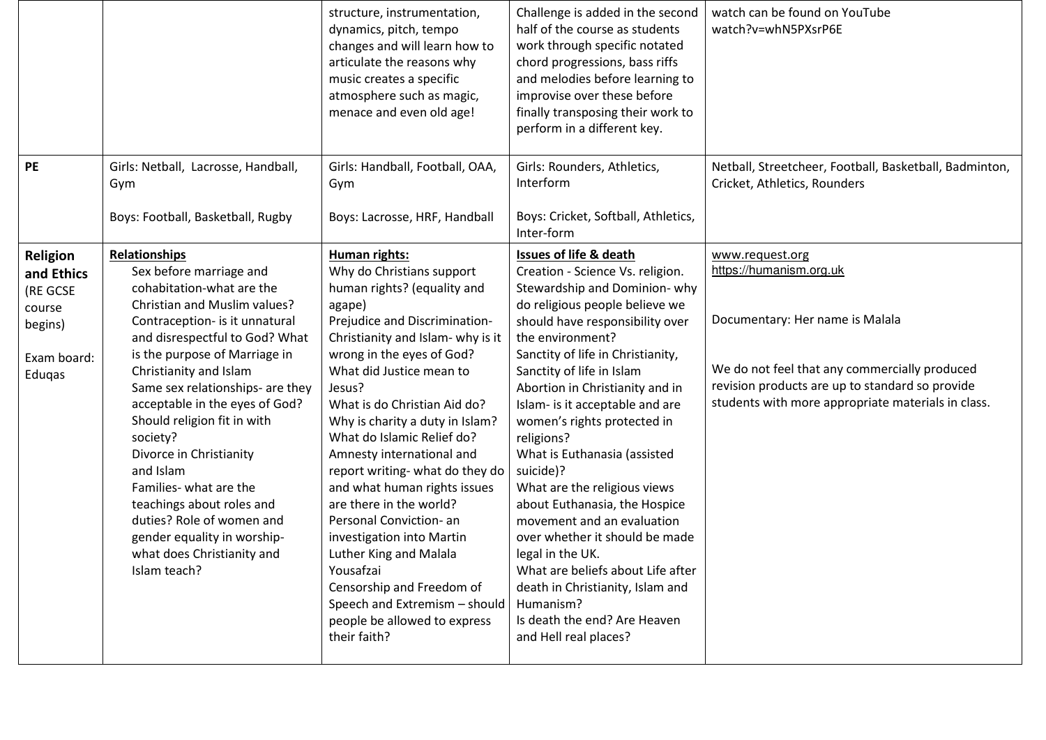| | | | | |
|---|---|---|---|---|
| | | structure, instrumentation, dynamics, pitch, tempo changes and will learn how to articulate the reasons why music creates a specific atmosphere such as magic, menace and even old age! | Challenge is added in the second half of the course as students work through specific notated chord progressions, bass riffs and melodies before learning to improvise over these before finally transposing their work to perform in a different key. | watch can be found on YouTube watch?v=whN5PXsrP6E |
| **PE** | Girls: Netball, Lacrosse, Handball, Gym<br><br>Boys: Football, Basketball, Rugby | Girls: Handball, Football, OAA, Gym<br><br>Boys: Lacrosse, HRF, Handball | Girls: Rounders, Athletics, Interform<br><br>Boys: Cricket, Softball, Athletics, Inter-form | Netball, Streetcheer, Football, Basketball, Badminton, Cricket, Athletics, Rounders |
| **Religion and Ethics** (RE GCSE course begins)<br><br>Exam board: Eduqas | **Relationships**<br>Sex before marriage and cohabitation-what are the Christian and Muslim values?<br>Contraception- is it unnatural and disrespectful to God? What is the purpose of Marriage in Christianity and Islam<br>Same sex relationships- are they acceptable in the eyes of God?<br>Should religion fit in with society?<br>Divorce in Christianity and Islam<br>Families- what are the teachings about roles and duties? Role of women and gender equality in worship- what does Christianity and Islam teach? | **Human rights:**<br>Why do Christians support human rights? (equality and agape)<br>Prejudice and Discrimination- Christianity and Islam- why is it wrong in the eyes of God?<br>What did Justice mean to Jesus?<br>What is do Christian Aid do?<br>Why is charity a duty in Islam?<br>What do Islamic Relief do?<br>Amnesty international and report writing- what do they do and what human rights issues are there in the world?<br>Personal Conviction- an investigation into Martin Luther King and Malala Yousafzai<br>Censorship and Freedom of Speech and Extremism – should people be allowed to express their faith? | **Issues of life & death**<br>Creation - Science Vs. religion.<br>Stewardship and Dominion- why do religious people believe we should have responsibility over the environment?<br>Sanctity of life in Christianity, Sanctity of life in Islam<br>Abortion in Christianity and in Islam- is it acceptable and are women's rights protected in religions?<br>What is Euthanasia (assisted suicide)?<br>What are the religious views about Euthanasia, the Hospice movement and an evaluation over whether it should be made legal in the UK.<br>What are beliefs about Life after death in Christianity, Islam and Humanism?<br>Is death the end? Are Heaven and Hell real places? | www.request.org<br>https://humanism.org.uk<br><br>Documentary: Her name is Malala<br><br>We do not feel that any commercially produced revision products are up to standard so provide students with more appropriate materials in class. |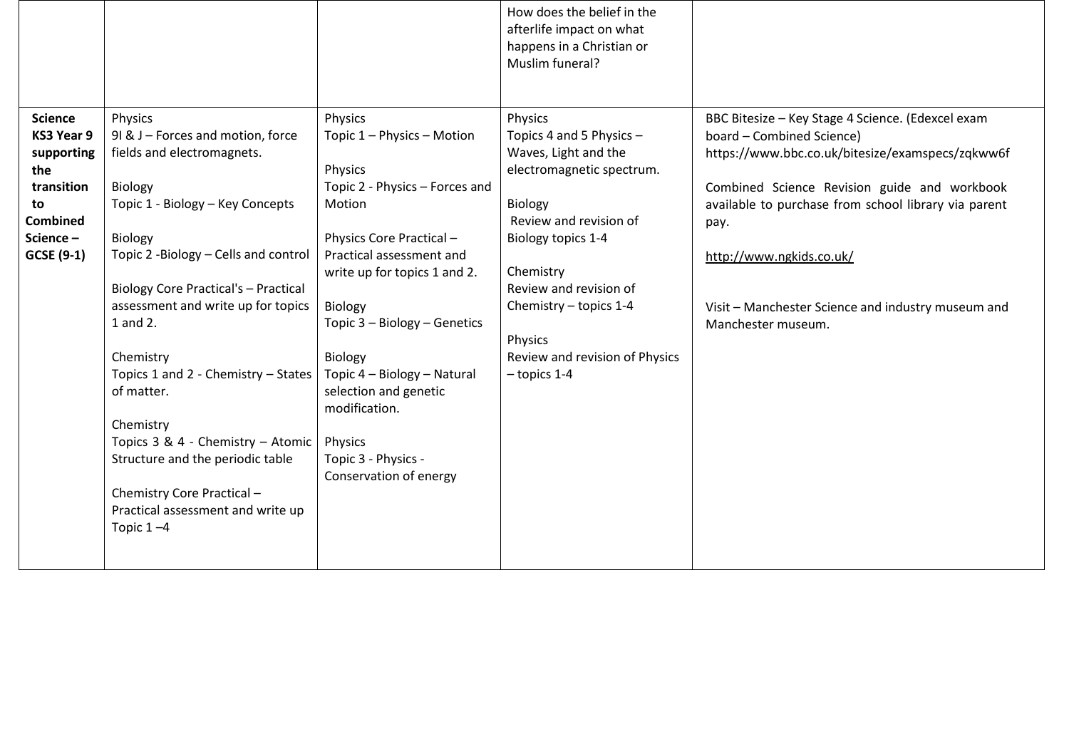| | | | | |
|---|---|---|---|---|
| | | | How does the belief in the afterlife impact on what happens in a Christian or Muslim funeral? | |
| **Science KS3 Year 9 supporting the transition to Combined Science – GCSE (9-1)** | Physics<br>9I & J – Forces and motion, force fields and electromagnets.<br><br>Biology<br>Topic 1 - Biology – Key Concepts<br><br>Biology<br>Topic 2 -Biology – Cells and control<br><br>Biology Core Practical's – Practical assessment and write up for topics 1 and 2.<br><br>Chemistry<br>Topics 1 and 2 - Chemistry – States of matter.<br><br>Chemistry<br>Topics 3 & 4 - Chemistry – Atomic Structure and the periodic table<br><br>Chemistry Core Practical – Practical assessment and write up Topic 1 –4 | Physics<br>Topic 1 – Physics – Motion<br><br>Physics<br>Topic 2 - Physics – Forces and Motion<br><br>Physics Core Practical – Practical assessment and write up for topics 1 and 2.<br><br>Biology<br>Topic 3 – Biology – Genetics<br><br>Biology<br>Topic 4 – Biology – Natural selection and genetic modification.<br><br>Physics<br>Topic 3 - Physics - Conservation of energy | Physics<br>Topics 4 and 5 Physics – Waves, Light and the electromagnetic spectrum.<br><br>Biology<br>Review and revision of Biology topics 1-4<br><br>Chemistry<br>Review and revision of Chemistry – topics 1-4<br><br>Physics<br>Review and revision of Physics – topics 1-4 | BBC Bitesize – Key Stage 4 Science. (Edexcel exam board – Combined Science)<br>https://www.bbc.co.uk/bitesize/examspecs/zqkww6f<br><br>Combined Science Revision guide and workbook available to purchase from school library via parent pay.<br><br>http://www.ngkids.co.uk/<br><br>Visit – Manchester Science and industry museum and Manchester museum. |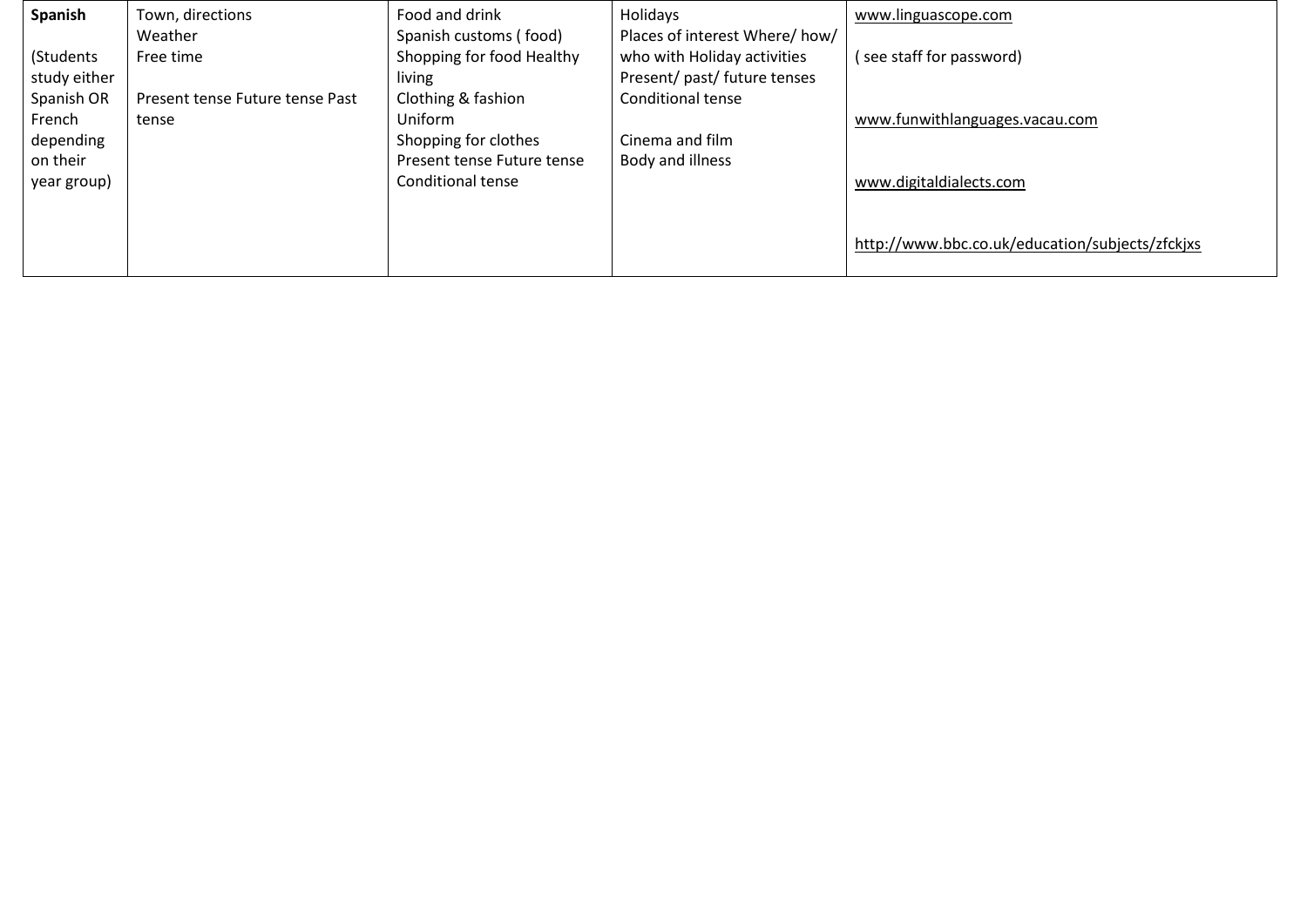| **Spanish**<br><br>(Students study either Spanish OR French depending on their year group) | Town, directions<br>Weather<br>Free time<br><br>Present tense Future tense Past tense | Food and drink<br>Spanish customs ( food)<br>Shopping for food Healthy living<br>Clothing & fashion<br>Uniform<br>Shopping for clothes<br>Present tense Future tense<br>Conditional tense | Holidays<br>Places of interest Where/ how/ who with Holiday activities<br>Present/ past/ future tenses<br>Conditional tense<br><br>Cinema and film<br>Body and illness | www.linguascope.com<br><br>( see staff for password)<br><br>www.funwithlanguages.vacau.com<br><br>www.digitaldialects.com<br><br>http://www.bbc.co.uk/education/subjects/zfckjxs |
|---|---|---|---|---|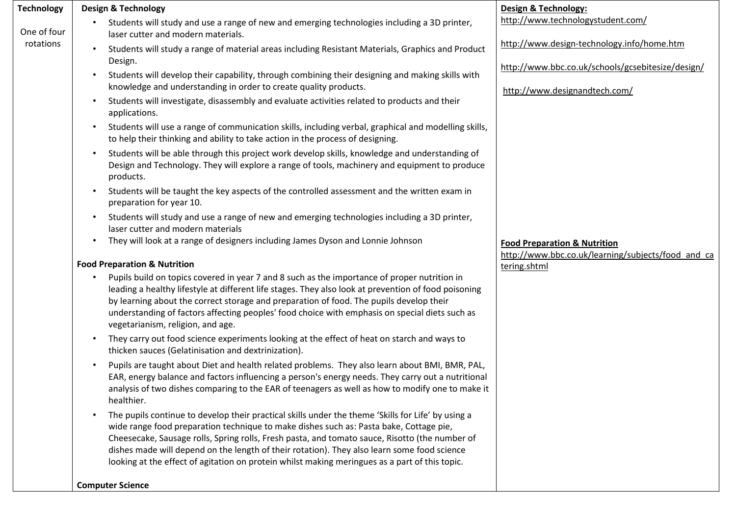| Technology | Design & Technology | Design & Technology: |
|---|---|---|
| One of four rotations | • Students will study and use a range of new and emerging technologies including a 3D printer, laser cutter and modern materials.<br>• Students will study a range of material areas including Resistant Materials, Graphics and Product Design.<br>• Students will develop their capability, through combining their designing and making skills with knowledge and understanding in order to create quality products.<br>• Students will investigate, disassembly and evaluate activities related to products and their applications.<br>• Students will use a range of communication skills, including verbal, graphical and modelling skills, to help their thinking and ability to take action in the process of designing.<br>• Students will be able through this project work develop skills, knowledge and understanding of Design and Technology. They will explore a range of tools, machinery and equipment to produce products.<br>• Students will be taught the key aspects of the controlled assessment and the written exam in preparation for year 10.<br>• Students will study and use a range of new and emerging technologies including a 3D printer, laser cutter and modern materials<br>• They will look at a range of designers including James Dyson and Lonnie Johnson | http://www.technologystudent.com/<br><br>http://www.design-technology.info/home.htm<br><br>http://www.bbc.co.uk/schools/gcsebitesize/design/<br><br>http://www.designandtech.com/ |
| | **Food Preparation & Nutrition**<br>• Pupils build on topics covered in year 7 and 8 such as the importance of proper nutrition in leading a healthy lifestyle at different life stages. They also look at prevention of food poisoning by learning about the correct storage and preparation of food. The pupils develop their understanding of factors affecting peoples' food choice with emphasis on special diets such as vegetarianism, religion, and age.<br>• They carry out food science experiments looking at the effect of heat on starch and ways to thicken sauces (Gelatinisation and dextrinization).<br>• Pupils are taught about Diet and health related problems. They also learn about BMI, BMR, PAL, EAR, energy balance and factors influencing a person's energy needs. They carry out a nutritional analysis of two dishes comparing to the EAR of teenagers as well as how to modify one to make it healthier.<br>• The pupils continue to develop their practical skills under the theme 'Skills for Life' by using a wide range food preparation technique to make dishes such as: Pasta bake, Cottage pie, Cheesecake, Sausage rolls, Spring rolls, Fresh pasta, and tomato sauce, Risotto (the number of dishes made will depend on the length of their rotation). They also learn some food science looking at the effect of agitation on protein whilst making meringues as a part of this topic. | **Food Preparation & Nutrition**<br>http://www.bbc.co.uk/learning/subjects/food_and_catering.shtml |
| | **Computer Science** | |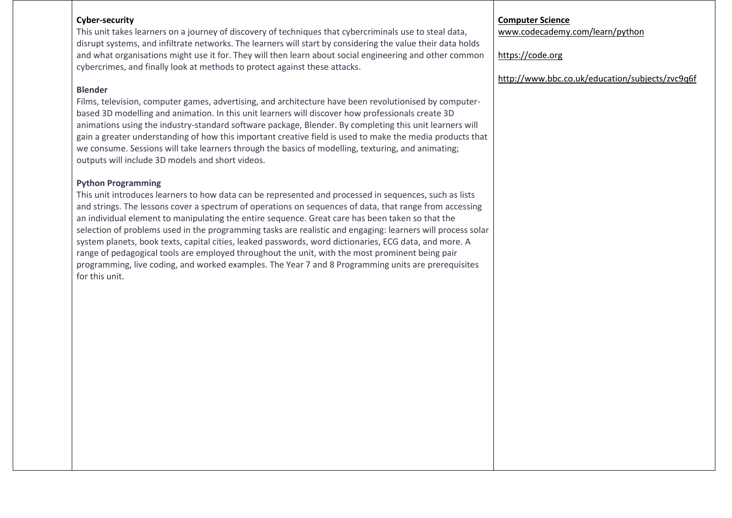| | | |
|---|---|---|
| | **Cyber-security**<br>This unit takes learners on a journey of discovery of techniques that cybercriminals use to steal data, disrupt systems, and infiltrate networks. The learners will start by considering the value their data holds and what organisations might use it for. They will then learn about social engineering and other common cybercrimes, and finally look at methods to protect against these attacks.<br><br>**Blender**<br>Films, television, computer games, advertising, and architecture have been revolutionised by computer-based 3D modelling and animation. In this unit learners will discover how professionals create 3D animations using the industry-standard software package, Blender. By completing this unit learners will gain a greater understanding of how this important creative field is used to make the media products that we consume. Sessions will take learners through the basics of modelling, texturing, and animating; outputs will include 3D models and short videos.<br><br>**Python Programming**<br>This unit introduces learners to how data can be represented and processed in sequences, such as lists and strings. The lessons cover a spectrum of operations on sequences of data, that range from accessing an individual element to manipulating the entire sequence. Great care has been taken so that the selection of problems used in the programming tasks are realistic and engaging: learners will process solar system planets, book texts, capital cities, leaked passwords, word dictionaries, ECG data, and more. A range of pedagogical tools are employed throughout the unit, with the most prominent being pair programming, live coding, and worked examples. The Year 7 and 8 Programming units are prerequisites for this unit. | **Computer Science**<br>www.codecademy.com/learn/python<br><br>https://code.org<br><br>http://www.bbc.co.uk/education/subjects/zvc9q6f |